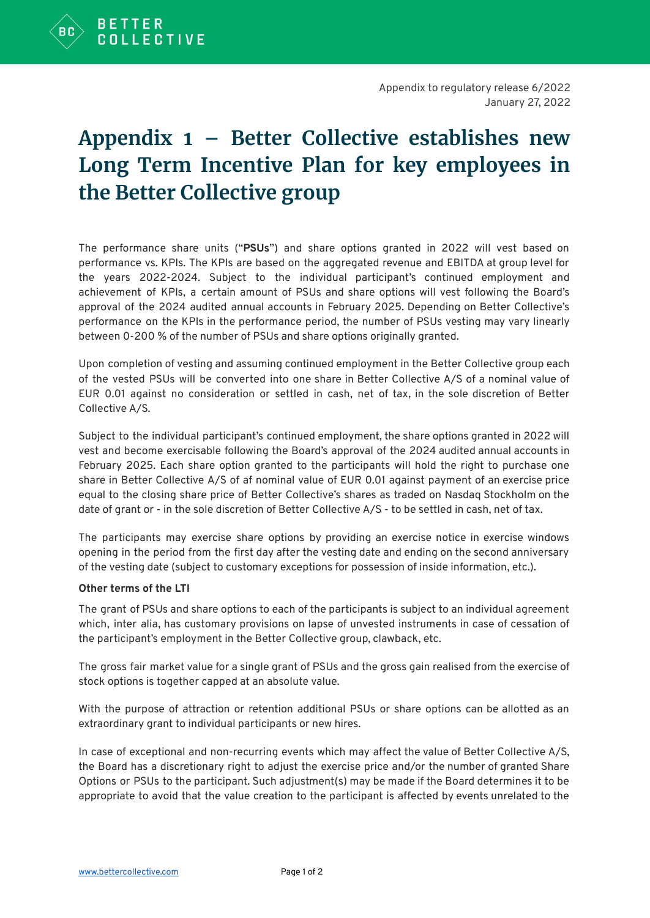Appendix to regulatory release 6/2022
January 27, 2022

# Appendix 1 – Better Collective establishes new Long Term Incentive Plan for key employees in the Better Collective group

The performance share units ("**PSUs**") and share options granted in 2022 will vest based on performance vs. KPIs. The KPIs are based on the aggregated revenue and EBITDA at group level for the years 2022-2024. Subject to the individual participant's continued employment and achievement of KPIs, a certain amount of PSUs and share options will vest following the Board's approval of the 2024 audited annual accounts in February 2025. Depending on Better Collective's performance on the KPIs in the performance period, the number of PSUs vesting may vary linearly between 0-200 % of the number of PSUs and share options originally granted.

Upon completion of vesting and assuming continued employment in the Better Collective group each of the vested PSUs will be converted into one share in Better Collective A/S of a nominal value of EUR 0.01 against no consideration or settled in cash, net of tax, in the sole discretion of Better Collective A/S.

Subject to the individual participant's continued employment, the share options granted in 2022 will vest and become exercisable following the Board's approval of the 2024 audited annual accounts in February 2025. Each share option granted to the participants will hold the right to purchase one share in Better Collective A/S of af nominal value of EUR 0.01 against payment of an exercise price equal to the closing share price of Better Collective's shares as traded on Nasdaq Stockholm on the date of grant or - in the sole discretion of Better Collective A/S - to be settled in cash, net of tax.

The participants may exercise share options by providing an exercise notice in exercise windows opening in the period from the first day after the vesting date and ending on the second anniversary of the vesting date (subject to customary exceptions for possession of inside information, etc.).

**Other terms of the LTI**

The grant of PSUs and share options to each of the participants is subject to an individual agreement which, inter alia, has customary provisions on lapse of unvested instruments in case of cessation of the participant's employment in the Better Collective group, clawback, etc.

The gross fair market value for a single grant of PSUs and the gross gain realised from the exercise of stock options is together capped at an absolute value.

With the purpose of attraction or retention additional PSUs or share options can be allotted as an extraordinary grant to individual participants or new hires.

In case of exceptional and non-recurring events which may affect the value of Better Collective A/S, the Board has a discretionary right to adjust the exercise price and/or the number of granted Share Options or PSUs to the participant. Such adjustment(s) may be made if the Board determines it to be appropriate to avoid that the value creation to the participant is affected by events unrelated to the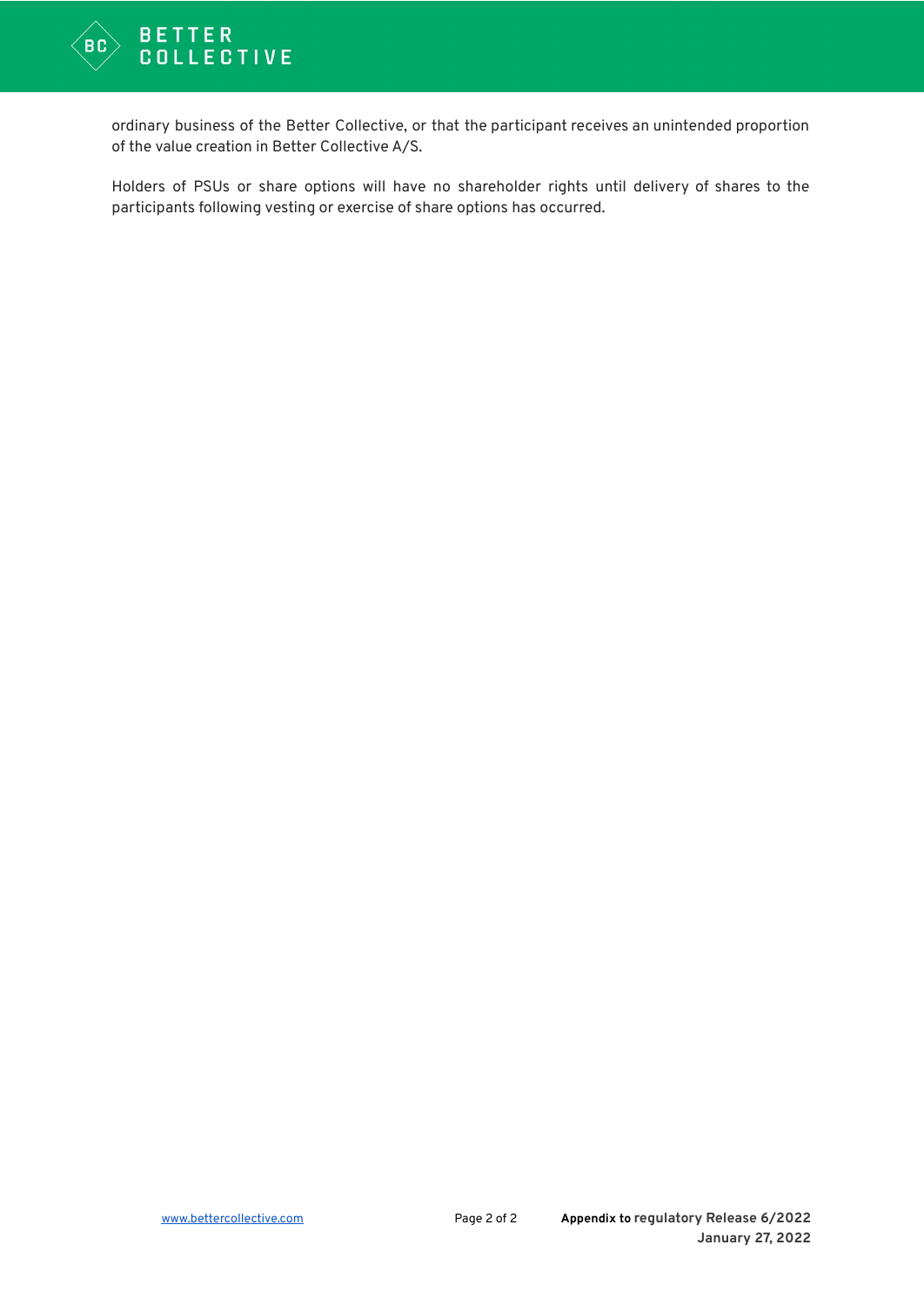ordinary business of the Better Collective, or that the participant receives an unintended proportion of the value creation in Better Collective A/S.

Holders of PSUs or share options will have no shareholder rights until delivery of shares to the participants following vesting or exercise of share options has occurred.